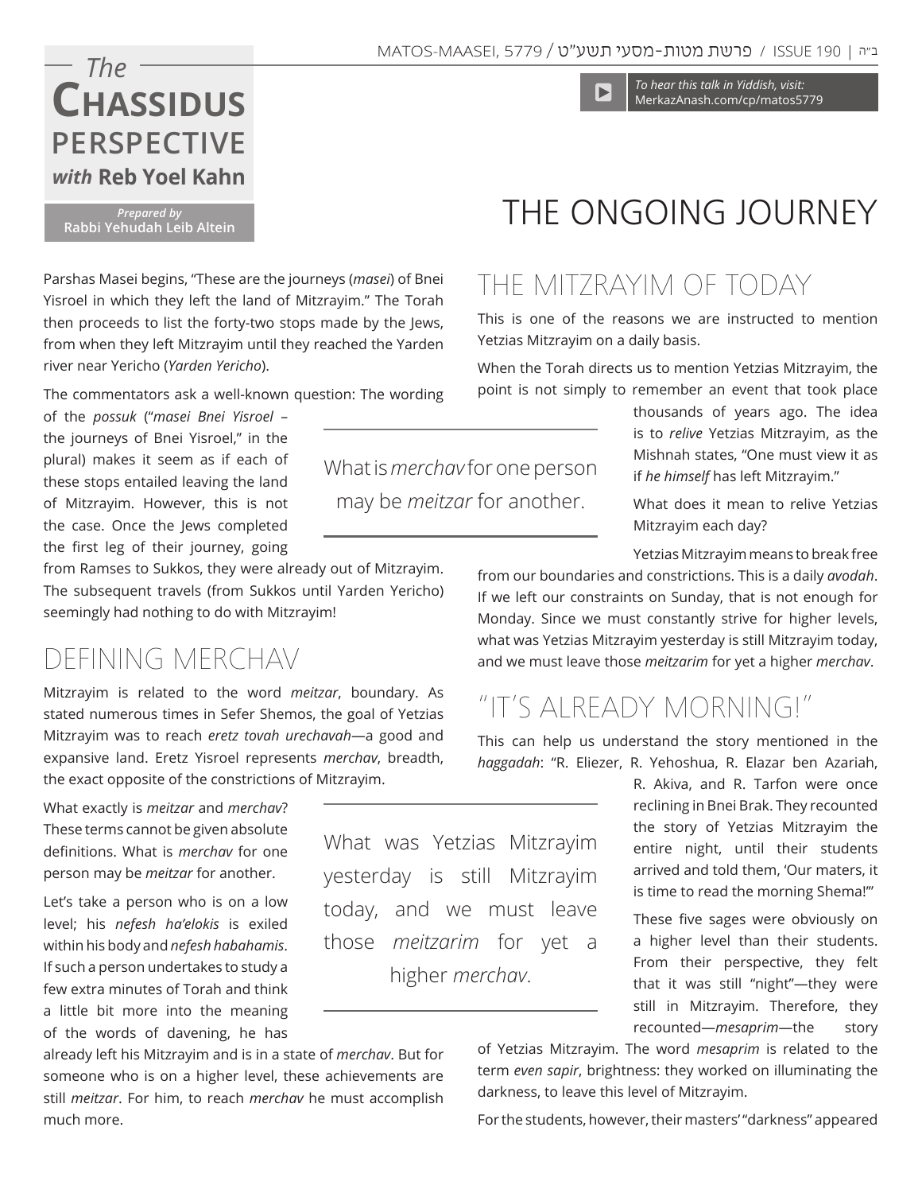# The Chassidus Perspective with Reb Yoel Kahn

Prepared by Rabbi Yehudah Leib Altein

To hear this talk in Yiddish, visit: MerkazAnash.com/cp/matos5779

# THE ONGOING JOURNEY

Parshas Masei begins, "These are the journeys (*masei*) of Bnei Yisroel in which they left the land of Mitzrayim." The Torah then proceeds to list the forty-two stops made by the Jews, from when they left Mitzrayim until they reached the Yarden river near Yericho (*Yarden Yericho*).

The commentators ask a well-known question: The wording of the *possuk* ("*masei Bnei Yisroel* – the journeys of Bnei Yisroel," in the plural) makes it seem as if each of these stops entailed leaving the land of Mitzrayim. However, this is not the case. Once the Jews completed the first leg of their journey, going from Ramses to Sukkos, they were already out of Mitzrayim. The subsequent travels (from Sukkos until Yarden Yericho) seemingly had nothing to do with Mitzrayim!

## DEFINING MERCHAV

Mitzrayim is related to the word *meitzar*, boundary. As stated numerous times in Sefer Shemos, the goal of Yetzias Mitzrayim was to reach *eretz tovah urechavah*—a good and expansive land. Eretz Yisroel represents *merchav*, breadth, the exact opposite of the constrictions of Mitzrayim.

What exactly is *meitzar* and *merchav*? These terms cannot be given absolute definitions. What is *merchav* for one person may be *meitzar* for another.

> What is *merchav* for one person may be *meitzar* for another.

Let's take a person who is on a low level; his *nefesh ha'elokis* is exiled within his body and *nefesh habahamis*. If such a person undertakes to study a few extra minutes of Torah and think a little bit more into the meaning of the words of davening, he has already left his Mitzrayim and is in a state of *merchav*. But for someone who is on a higher level, these achievements are still *meitzar*. For him, to reach *merchav* he must accomplish much more.

## THE MITZRAYIM OF TODAY

This is one of the reasons we are instructed to mention Yetzias Mitzrayim on a daily basis.

When the Torah directs us to mention Yetzias Mitzrayim, the point is not simply to remember an event that took place thousands of years ago. The idea is to *relive* Yetzias Mitzrayim, as the Mishnah states, "One must view it as if *he himself* has left Mitzrayim."

What does it mean to relive Yetzias Mitzrayim each day?

Yetzias Mitzrayim means to break free from our boundaries and constrictions. This is a daily *avodah*. If we left our constraints on Sunday, that is not enough for Monday. Since we must constantly strive for higher levels, what was Yetzias Mitzrayim yesterday is still Mitzrayim today, and we must leave those *meitzarim* for yet a higher *merchav*.

> What was Yetzias Mitzrayim yesterday is still Mitzrayim today, and we must leave those *meitzarim* for yet a higher *merchav*.

## "IT'S ALREADY MORNING!"

This can help us understand the story mentioned in the *haggadah*: "R. Eliezer, R. Yehoshua, R. Elazar ben Azariah, R. Akiva, and R. Tarfon were once reclining in Bnei Brak. They recounted the story of Yetzias Mitzrayim the entire night, until their students arrived and told them, 'Our maters, it is time to read the morning Shema!'"

These five sages were obviously on a higher level than their students. From their perspective, they felt that it was still "night"—they were still in Mitzrayim. Therefore, they recounted—*mesaprim*—the story of Yetzias Mitzrayim. The word *mesaprim* is related to the term *even sapir*, brightness: they worked on illuminating the darkness, to leave this level of Mitzrayim.

For the students, however, their masters' "darkness" appeared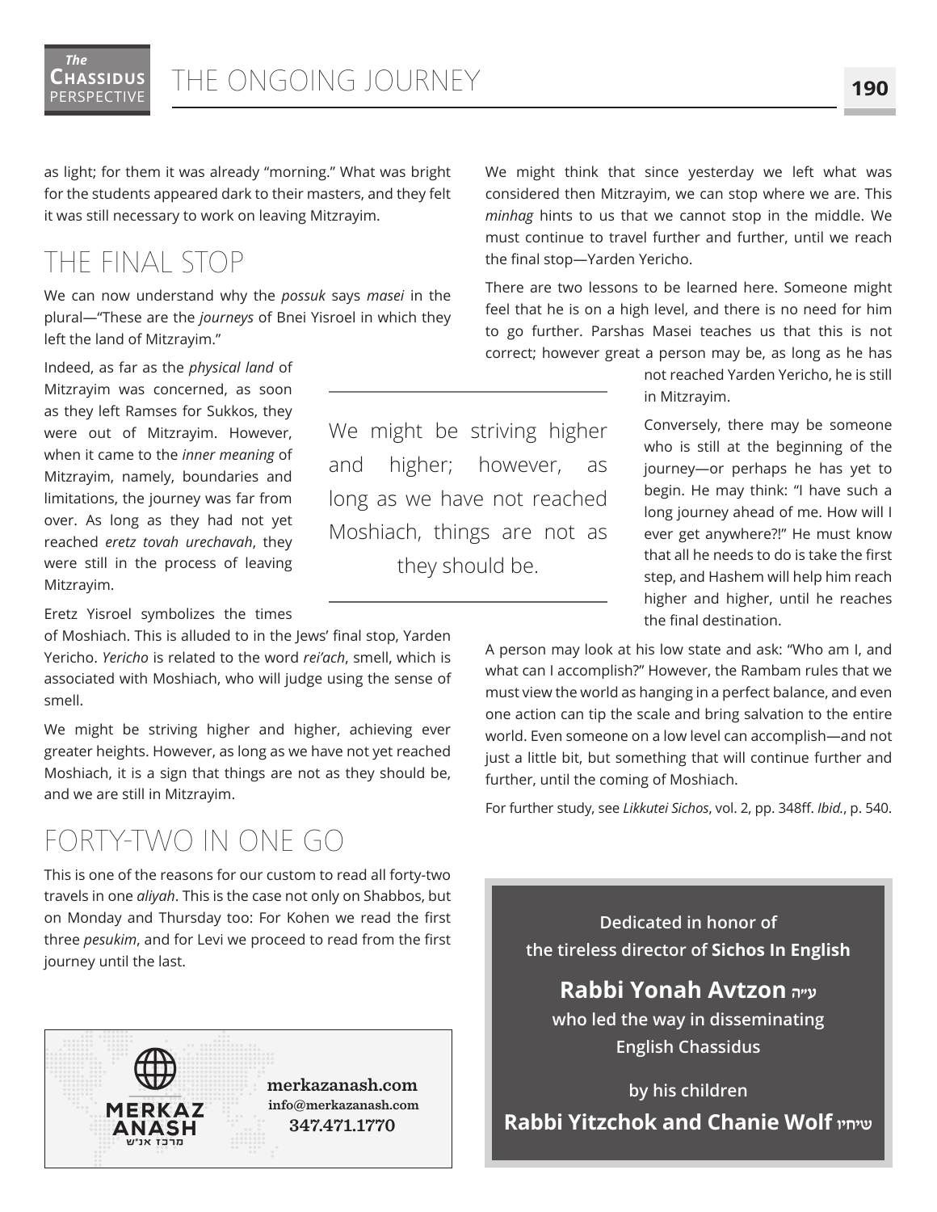as light; for them it was already "morning." What was bright for the students appeared dark to their masters, and they felt it was still necessary to work on leaving Mitzrayim.

## THE FINAL STOP

We can now understand why the *possuk* says *masei* in the plural—"These are the *journeys* of Bnei Yisroel in which they left the land of Mitzrayim."

Indeed, as far as the *physical land* of Mitzrayim was concerned, as soon as they left Ramses for Sukkos, they were out of Mitzrayim. However, when it came to the *inner meaning* of Mitzrayim, namely, boundaries and limitations, the journey was far from over. As long as they had not yet reached *eretz tovah urechavah*, they were still in the process of leaving Mitzrayim.

> We might be striving higher and higher; however, as long as we have not reached Moshiach, things are not as they should be.

Eretz Yisroel symbolizes the times of Moshiach. This is alluded to in the Jews' final stop, Yarden Yericho. *Yericho* is related to the word *rei'ach*, smell, which is associated with Moshiach, who will judge using the sense of smell.

We might be striving higher and higher, achieving ever greater heights. However, as long as we have not yet reached Moshiach, it is a sign that things are not as they should be, and we are still in Mitzrayim.

## FORTY-TWO IN ONE GO

This is one of the reasons for our custom to read all forty-two travels in one *aliyah*. This is the case not only on Shabbos, but on Monday and Thursday too: For Kohen we read the first three *pesukim*, and for Levi we proceed to read from the first journey until the last.

We might think that since yesterday we left what was considered then Mitzrayim, we can stop where we are. This *minhag* hints to us that we cannot stop in the middle. We must continue to travel further and further, until we reach the final stop—Yarden Yericho.

There are two lessons to be learned here. Someone might feel that he is on a high level, and there is no need for him to go further. Parshas Masei teaches us that this is not correct; however great a person may be, as long as he has not reached Yarden Yericho, he is still in Mitzrayim.

Conversely, there may be someone who is still at the beginning of the journey—or perhaps he has yet to begin. He may think: "I have such a long journey ahead of me. How will I ever get anywhere?!" He must know that all he needs to do is take the first step, and Hashem will help him reach higher and higher, until he reaches the final destination.

A person may look at his low state and ask: "Who am I, and what can I accomplish?" However, the Rambam rules that we must view the world as hanging in a perfect balance, and even one action can tip the scale and bring salvation to the entire world. Even someone on a low level can accomplish—and not just a little bit, but something that will continue further and further, until the coming of Moshiach.

For further study, see *Likkutei Sichos*, vol. 2, pp. 348ff. *Ibid.*, p. 540.

MERKAZ ANASH
מרכז אנ"ש
merkazanash.com
info@merkazanash.com
347.471.1770

**Dedicated in honor of**
**the tireless director of Sichos In English**

**Rabbi Yonah Avtzon ע״ה**
**who led the way in disseminating English Chassidus**

**by his children**
**Rabbi Yitzchok and Chanie Wolf שיחיו**